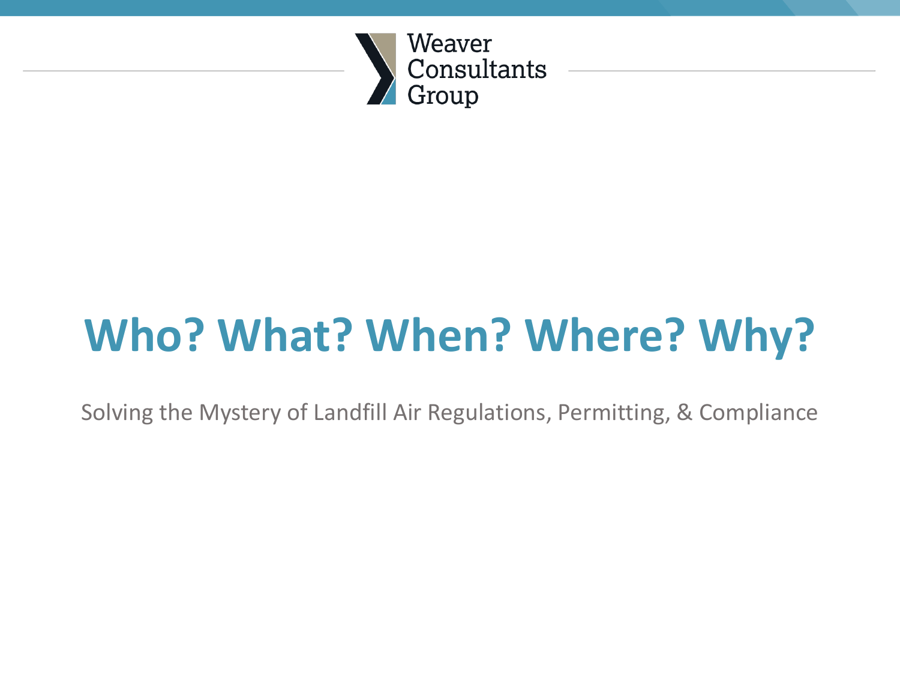Weaver Consultants Group

# Who? What? When? Where? Why?

Solving the Mystery of Landfill Air Regulations, Permitting, & Compliance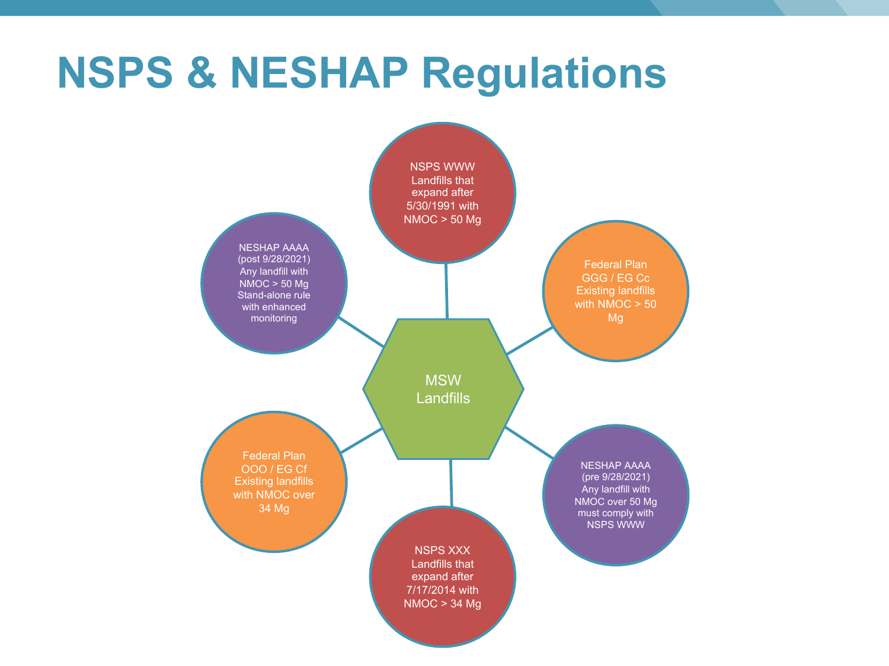# NSPS & NESHAP Regulations

**MSW Landfills**

- **NSPS WWW** – Landfills that expand after 5/30/1991 with NMOC > 50 Mg
- **Federal Plan GGG / EG Cc** – Existing landfills with NMOC > 50 Mg
- **NESHAP AAAA (pre 9/28/2021)** – Any landfill with NMOC over 50 Mg must comply with NSPS WWW
- **NSPS XXX** – Landfills that expand after 7/17/2014 with NMOC > 34 Mg
- **Federal Plan OOO / EG Cf** – Existing landfills with NMOC over 34 Mg
- **NESHAP AAAA (post 9/28/2021)** – Any landfill with NMOC > 50 Mg Stand-alone rule with enhanced monitoring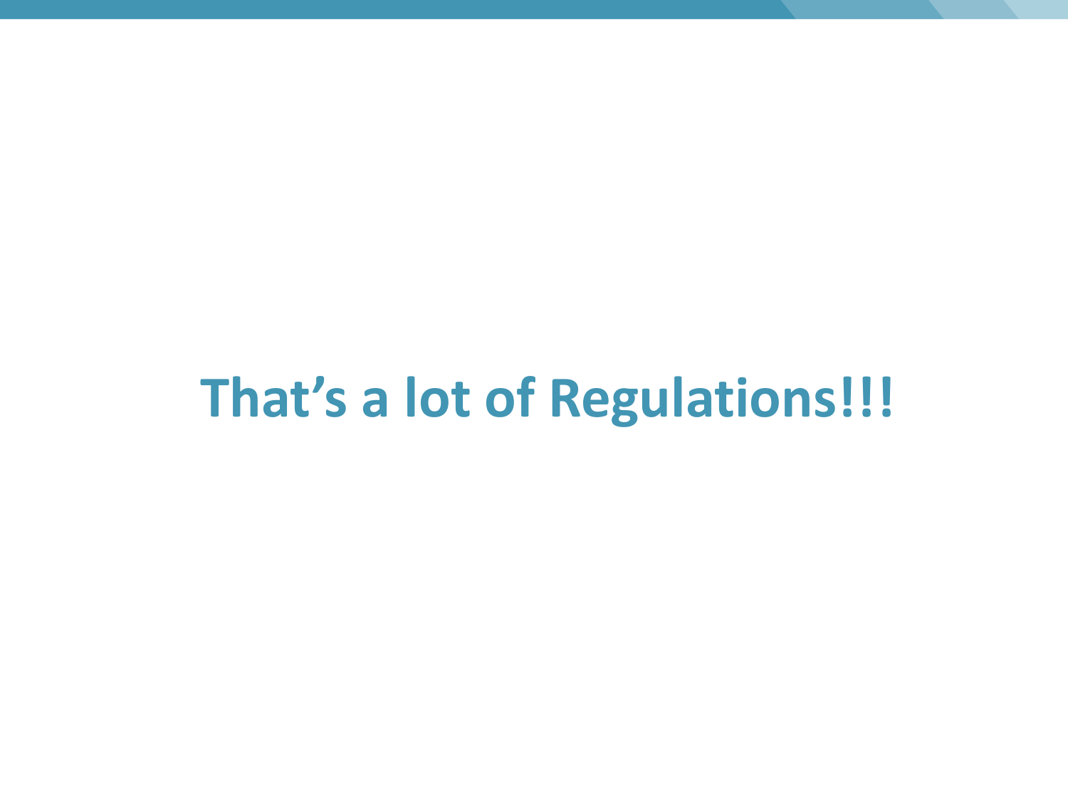# That’s a lot of Regulations!!!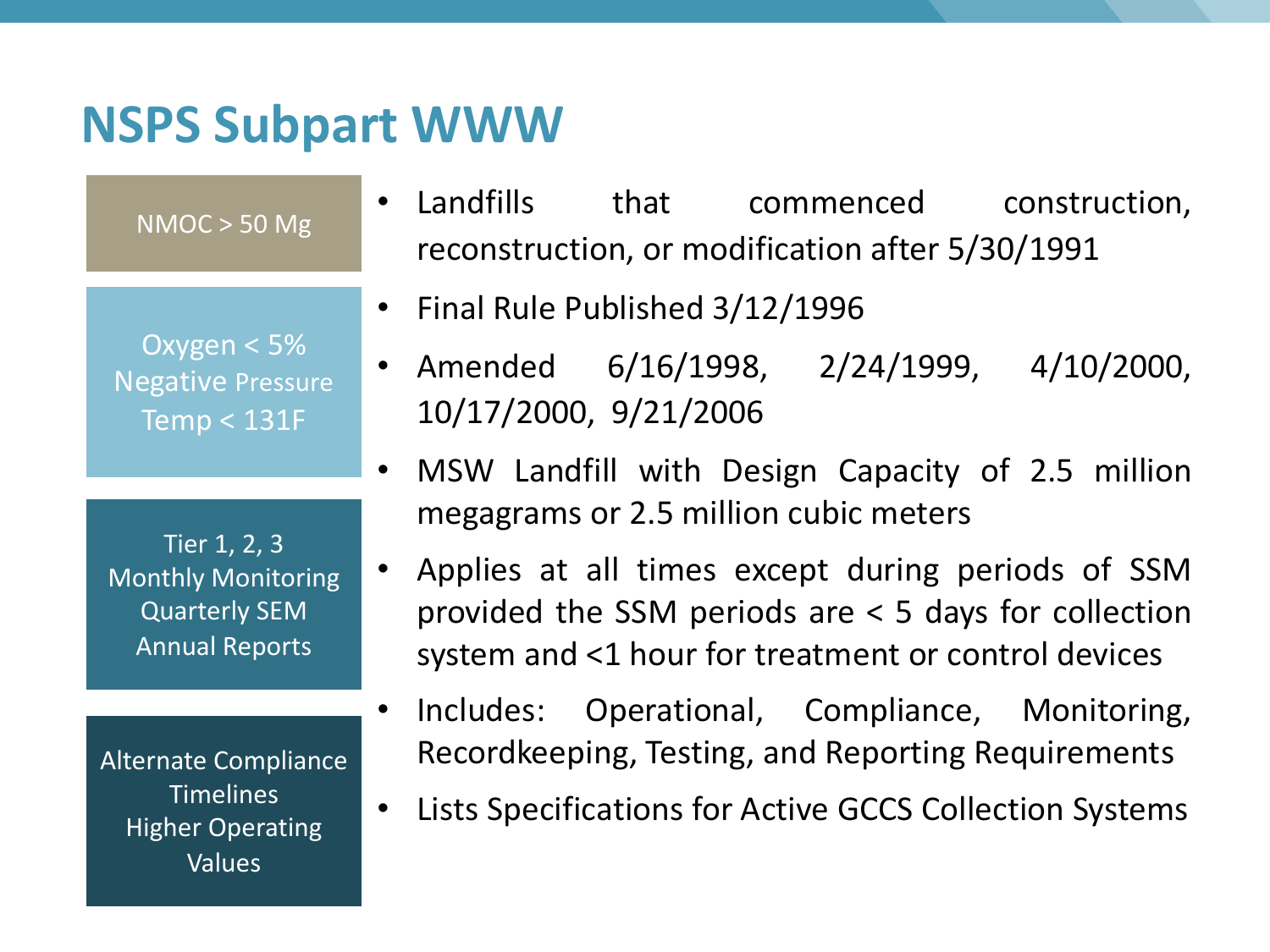# NSPS Subpart WWW

NMOC > 50 Mg

Oxygen < 5%
Negative Pressure
Temp < 131F

Tier 1, 2, 3
Monthly Monitoring
Quarterly SEM
Annual Reports

Alternate Compliance Timelines
Higher Operating Values

- Landfills that commenced construction, reconstruction, or modification after 5/30/1991
- Final Rule Published 3/12/1996
- Amended 6/16/1998, 2/24/1999, 4/10/2000, 10/17/2000, 9/21/2006
- MSW Landfill with Design Capacity of 2.5 million megagrams or 2.5 million cubic meters
- Applies at all times except during periods of SSM provided the SSM periods are < 5 days for collection system and <1 hour for treatment or control devices
- Includes: Operational, Compliance, Monitoring, Recordkeeping, Testing, and Reporting Requirements
- Lists Specifications for Active GCCS Collection Systems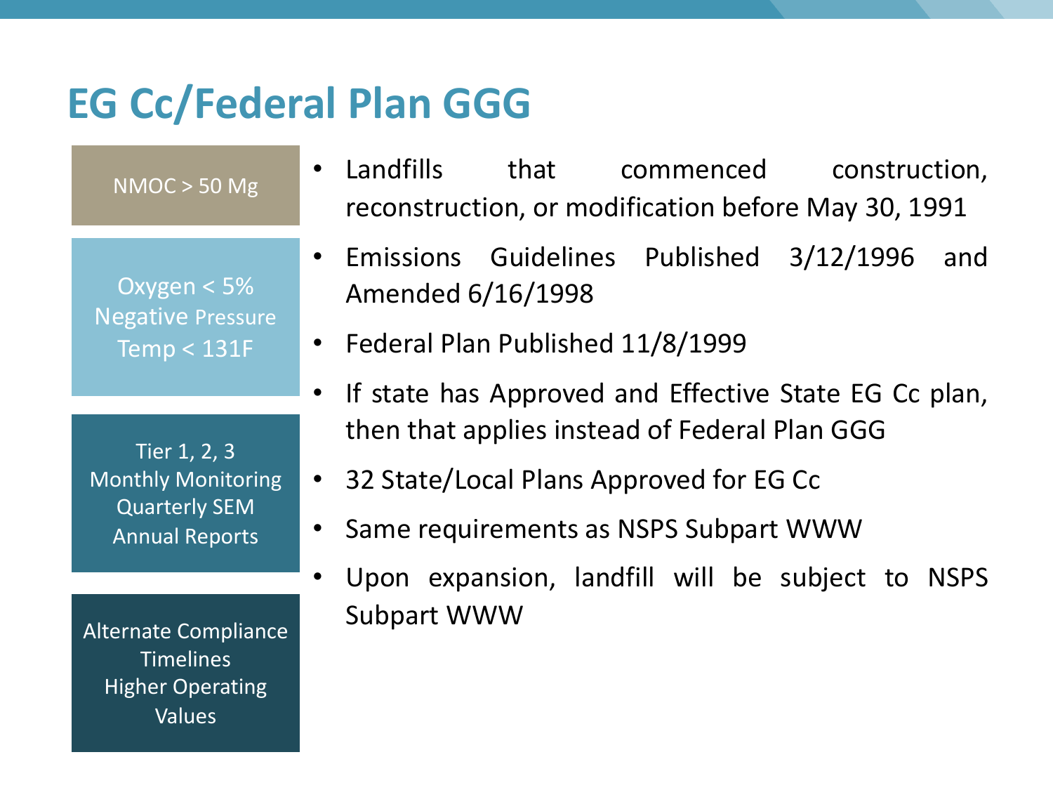# EG Cc/Federal Plan GGG

NMOC > 50 Mg

Oxygen < 5%
Negative Pressure
Temp < 131F

Tier 1, 2, 3
Monthly Monitoring
Quarterly SEM
Annual Reports

Alternate Compliance Timelines
Higher Operating Values

- Landfills that commenced construction, reconstruction, or modification before May 30, 1991
- Emissions Guidelines Published 3/12/1996 and Amended 6/16/1998
- Federal Plan Published 11/8/1999
- If state has Approved and Effective State EG Cc plan, then that applies instead of Federal Plan GGG
- 32 State/Local Plans Approved for EG Cc
- Same requirements as NSPS Subpart WWW
- Upon expansion, landfill will be subject to NSPS Subpart WWW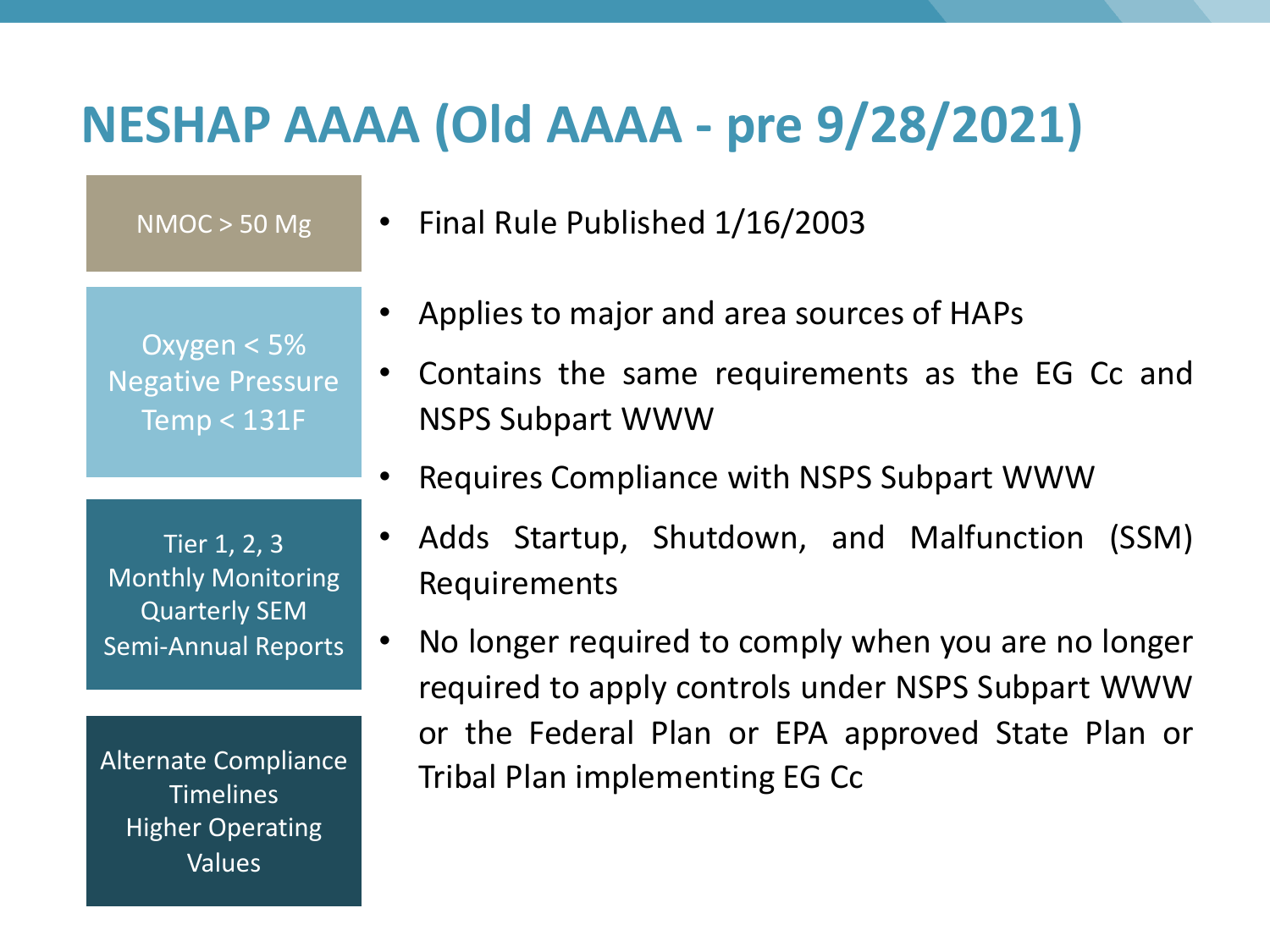# NESHAP AAAA (Old AAAA - pre 9/28/2021)

NMOC > 50 Mg

Oxygen < 5%
Negative Pressure
Temp < 131F

Tier 1, 2, 3
Monthly Monitoring
Quarterly SEM
Semi-Annual Reports

Alternate Compliance Timelines
Higher Operating Values

- Final Rule Published 1/16/2003
- Applies to major and area sources of HAPs
- Contains the same requirements as the EG Cc and NSPS Subpart WWW
- Requires Compliance with NSPS Subpart WWW
- Adds Startup, Shutdown, and Malfunction (SSM) Requirements
- No longer required to comply when you are no longer required to apply controls under NSPS Subpart WWW or the Federal Plan or EPA approved State Plan or Tribal Plan implementing EG Cc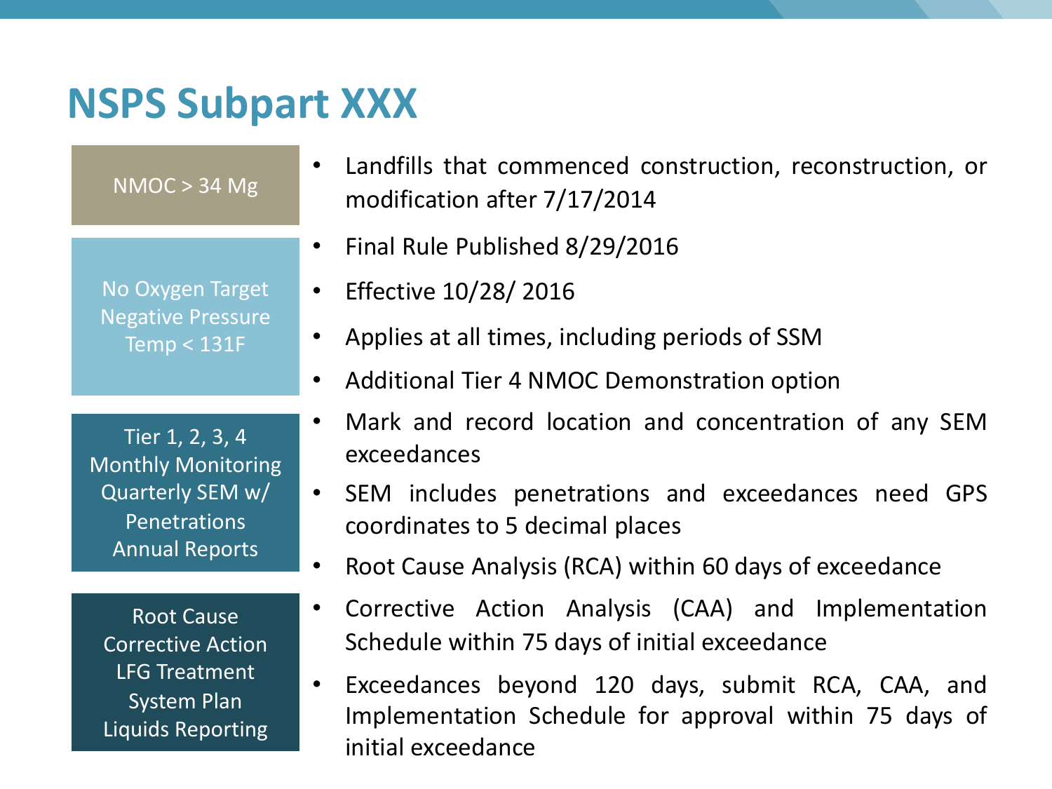# NSPS Subpart XXX

NMOC > 34 Mg

No Oxygen Target
Negative Pressure
Temp < 131F

Tier 1, 2, 3, 4
Monthly Monitoring
Quarterly SEM w/ Penetrations
Annual Reports

Root Cause
Corrective Action
LFG Treatment System Plan
Liquids Reporting

- Landfills that commenced construction, reconstruction, or modification after 7/17/2014
- Final Rule Published 8/29/2016
- Effective 10/28/ 2016
- Applies at all times, including periods of SSM
- Additional Tier 4 NMOC Demonstration option
- Mark and record location and concentration of any SEM exceedances
- SEM includes penetrations and exceedances need GPS coordinates to 5 decimal places
- Root Cause Analysis (RCA) within 60 days of exceedance
- Corrective Action Analysis (CAA) and Implementation Schedule within 75 days of initial exceedance
- Exceedances beyond 120 days, submit RCA, CAA, and Implementation Schedule for approval within 75 days of initial exceedance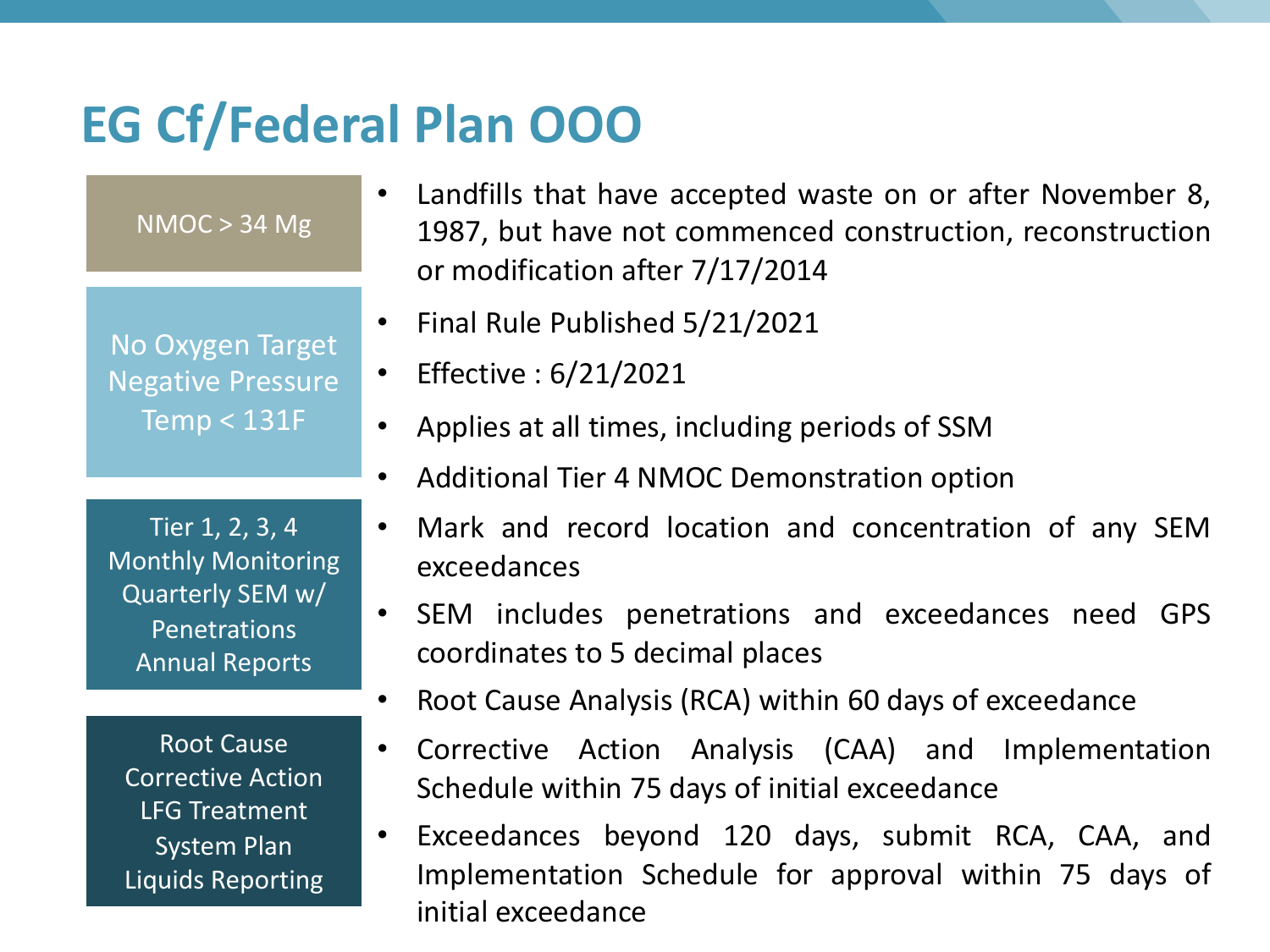# EG Cf/Federal Plan OOO

NMOC > 34 Mg

No Oxygen Target
Negative Pressure
Temp < 131F

Tier 1, 2, 3, 4
Monthly Monitoring
Quarterly SEM w/ Penetrations
Annual Reports

Root Cause
Corrective Action
LFG Treatment System Plan
Liquids Reporting

- Landfills that have accepted waste on or after November 8, 1987, but have not commenced construction, reconstruction or modification after 7/17/2014
- Final Rule Published 5/21/2021
- Effective : 6/21/2021
- Applies at all times, including periods of SSM
- Additional Tier 4 NMOC Demonstration option
- Mark and record location and concentration of any SEM exceedances
- SEM includes penetrations and exceedances need GPS coordinates to 5 decimal places
- Root Cause Analysis (RCA) within 60 days of exceedance
- Corrective Action Analysis (CAA) and Implementation Schedule within 75 days of initial exceedance
- Exceedances beyond 120 days, submit RCA, CAA, and Implementation Schedule for approval within 75 days of initial exceedance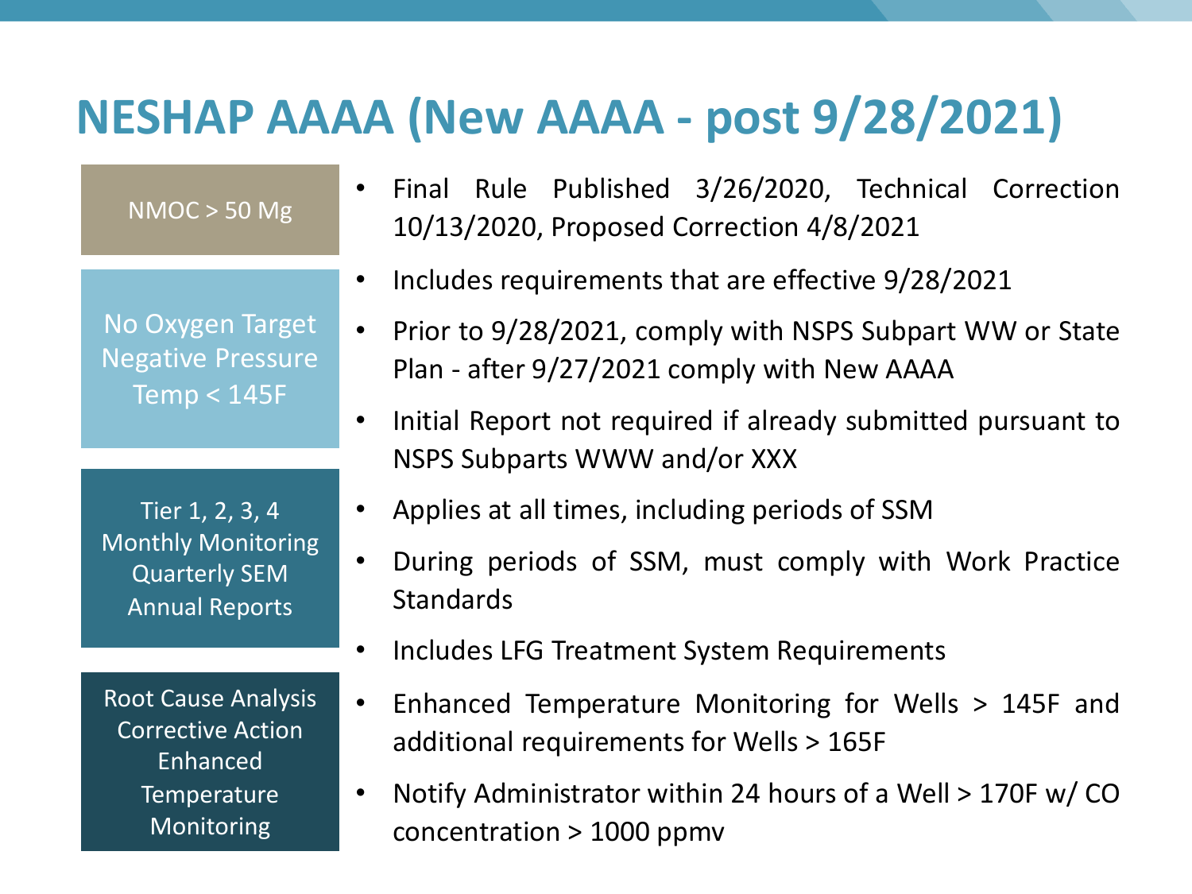# NESHAP AAAA (New AAAA - post 9/28/2021)

NMOC > 50 Mg

No Oxygen Target
Negative Pressure
Temp < 145F

Tier 1, 2, 3, 4
Monthly Monitoring
Quarterly SEM
Annual Reports

Root Cause Analysis
Corrective Action
Enhanced Temperature Monitoring

- Final Rule Published 3/26/2020, Technical Correction 10/13/2020, Proposed Correction 4/8/2021
- Includes requirements that are effective 9/28/2021
- Prior to 9/28/2021, comply with NSPS Subpart WW or State Plan - after 9/27/2021 comply with New AAAA
- Initial Report not required if already submitted pursuant to NSPS Subparts WWW and/or XXX
- Applies at all times, including periods of SSM
- During periods of SSM, must comply with Work Practice Standards
- Includes LFG Treatment System Requirements
- Enhanced Temperature Monitoring for Wells > 145F and additional requirements for Wells > 165F
- Notify Administrator within 24 hours of a Well > 170F w/ CO concentration > 1000 ppmv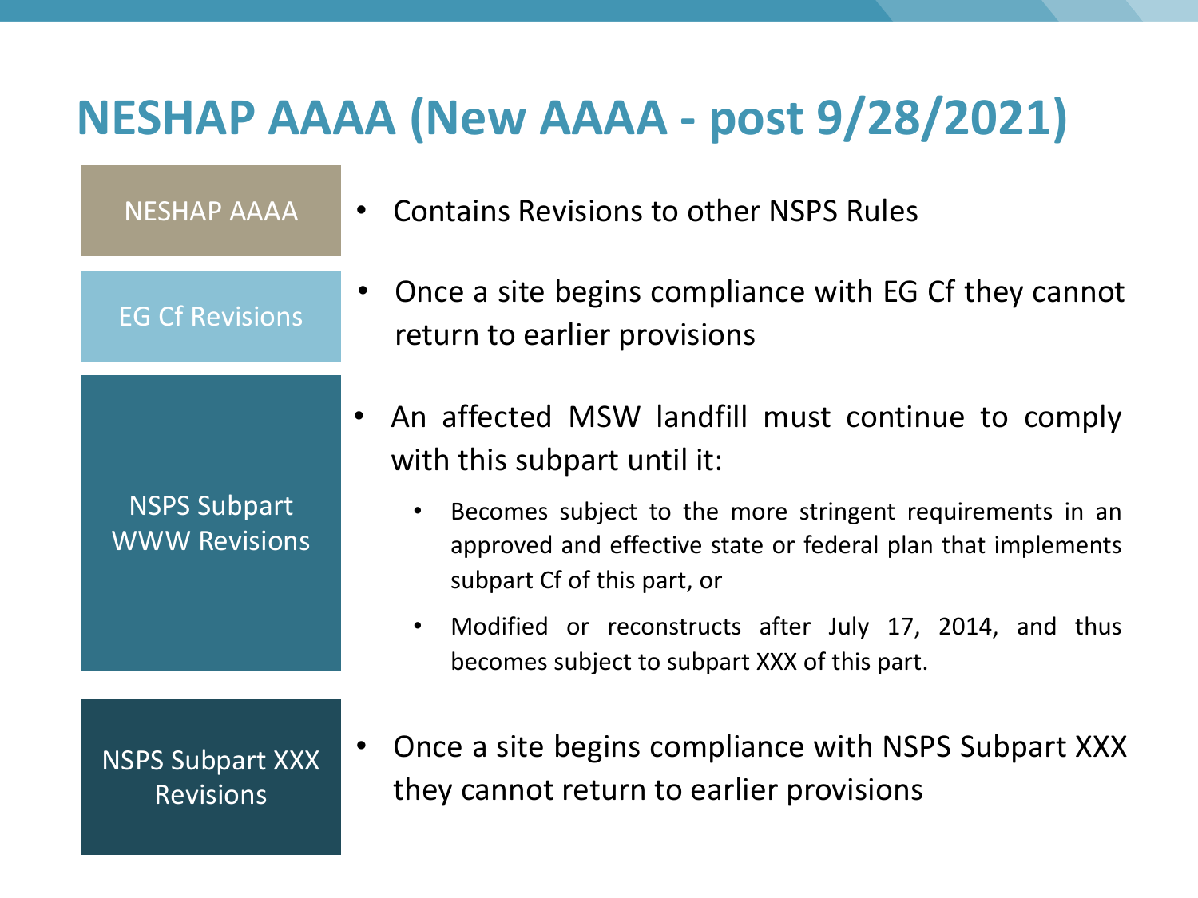# NESHAP AAAA (New AAAA - post 9/28/2021)

**NESHAP AAAA**

- Contains Revisions to other NSPS Rules

**EG Cf Revisions**

- Once a site begins compliance with EG Cf they cannot return to earlier provisions

**NSPS Subpart WWW Revisions**

- An affected MSW landfill must continue to comply with this subpart until it:
  - Becomes subject to the more stringent requirements in an approved and effective state or federal plan that implements subpart Cf of this part, or
  - Modified or reconstructs after July 17, 2014, and thus becomes subject to subpart XXX of this part.

**NSPS Subpart XXX Revisions**

- Once a site begins compliance with NSPS Subpart XXX they cannot return to earlier provisions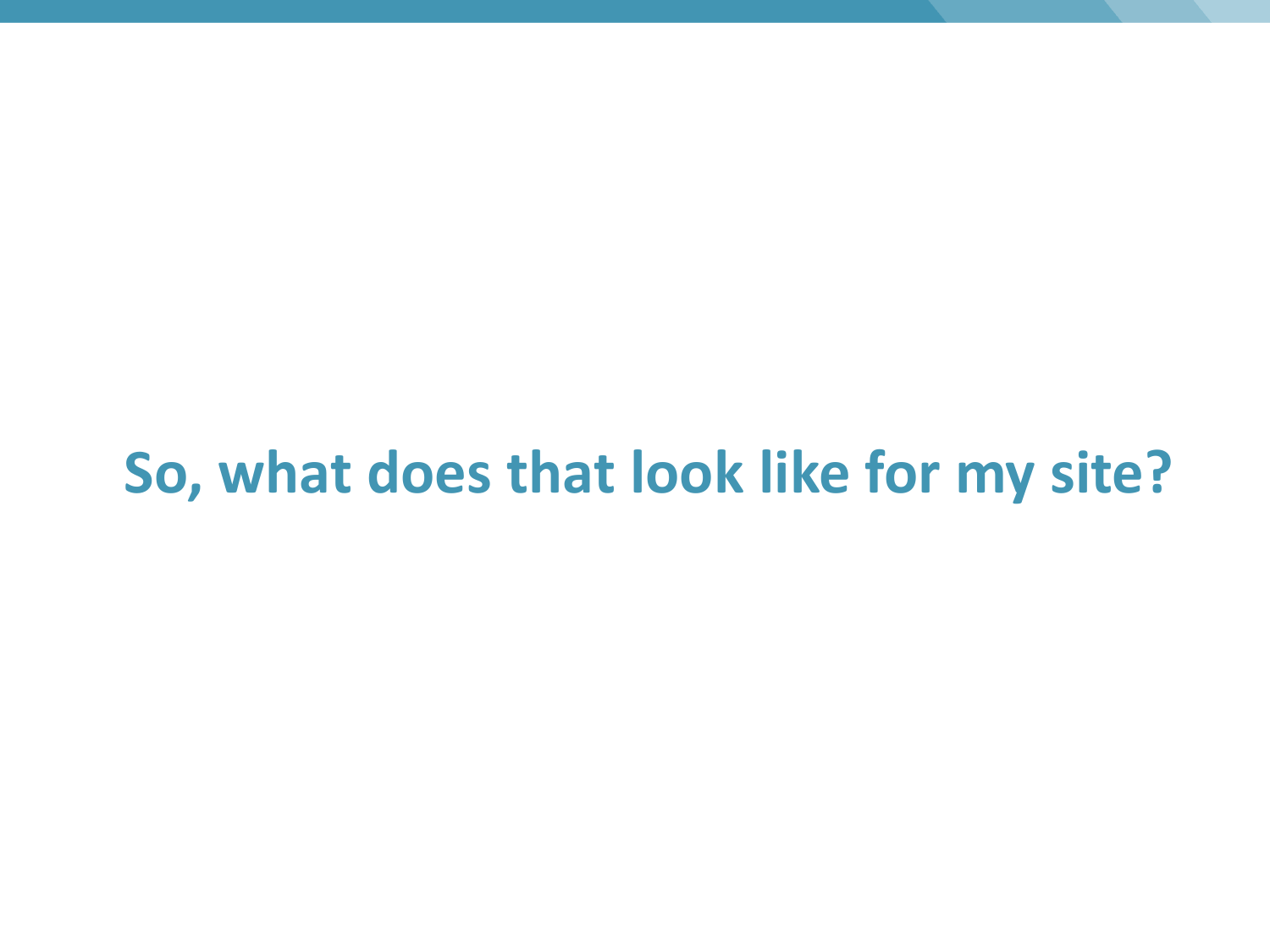# So, what does that look like for my site?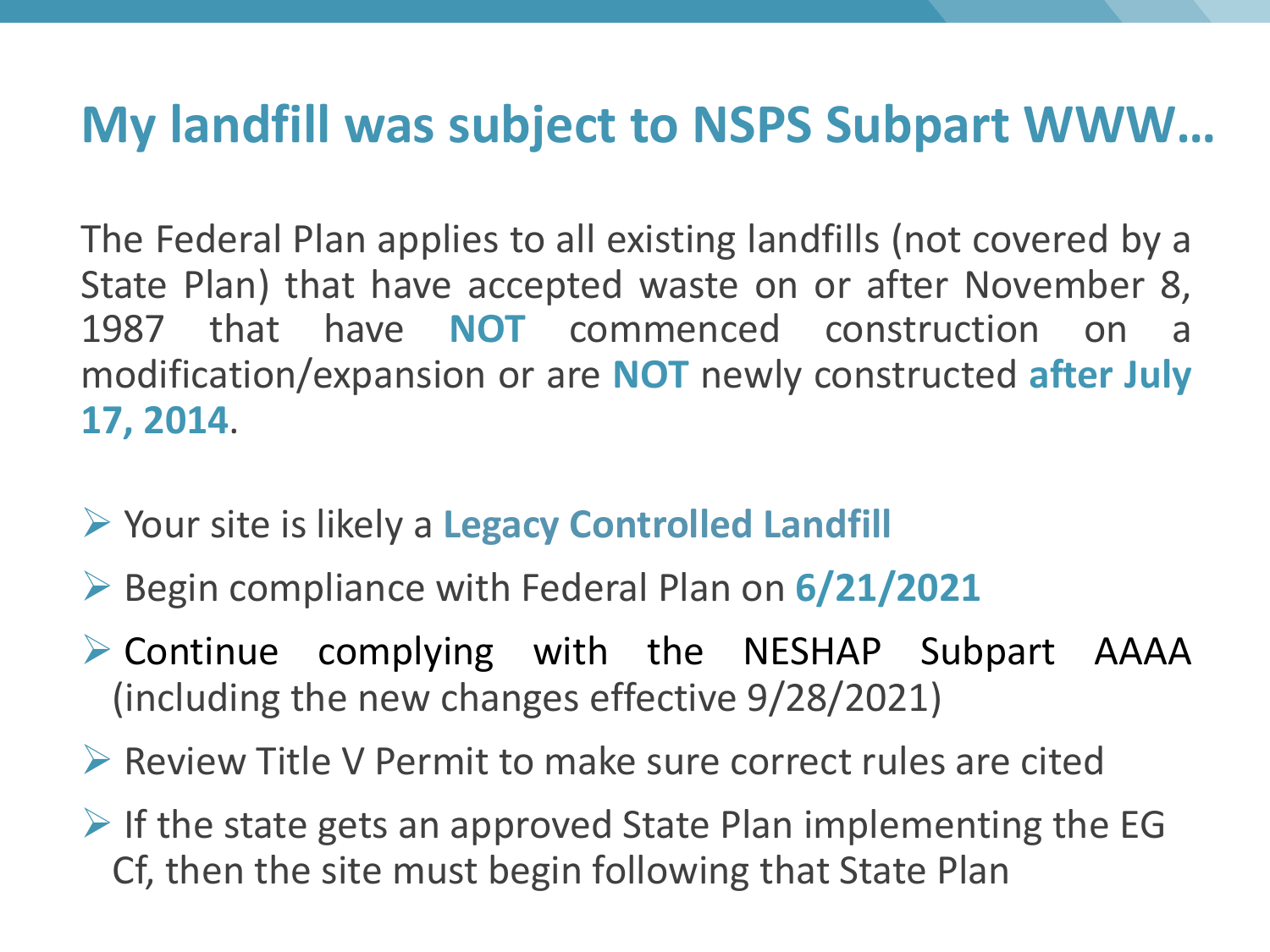# My landfill was subject to NSPS Subpart WWW…

The Federal Plan applies to all existing landfills (not covered by a State Plan) that have accepted waste on or after November 8, 1987 that have **NOT** commenced construction on a modification/expansion or are **NOT** newly constructed **after July 17, 2014**.

- Your site is likely a **Legacy Controlled Landfill**
- Begin compliance with Federal Plan on **6/21/2021**
- Continue complying with the NESHAP Subpart AAAA (including the new changes effective 9/28/2021)
- Review Title V Permit to make sure correct rules are cited
- If the state gets an approved State Plan implementing the EG Cf, then the site must begin following that State Plan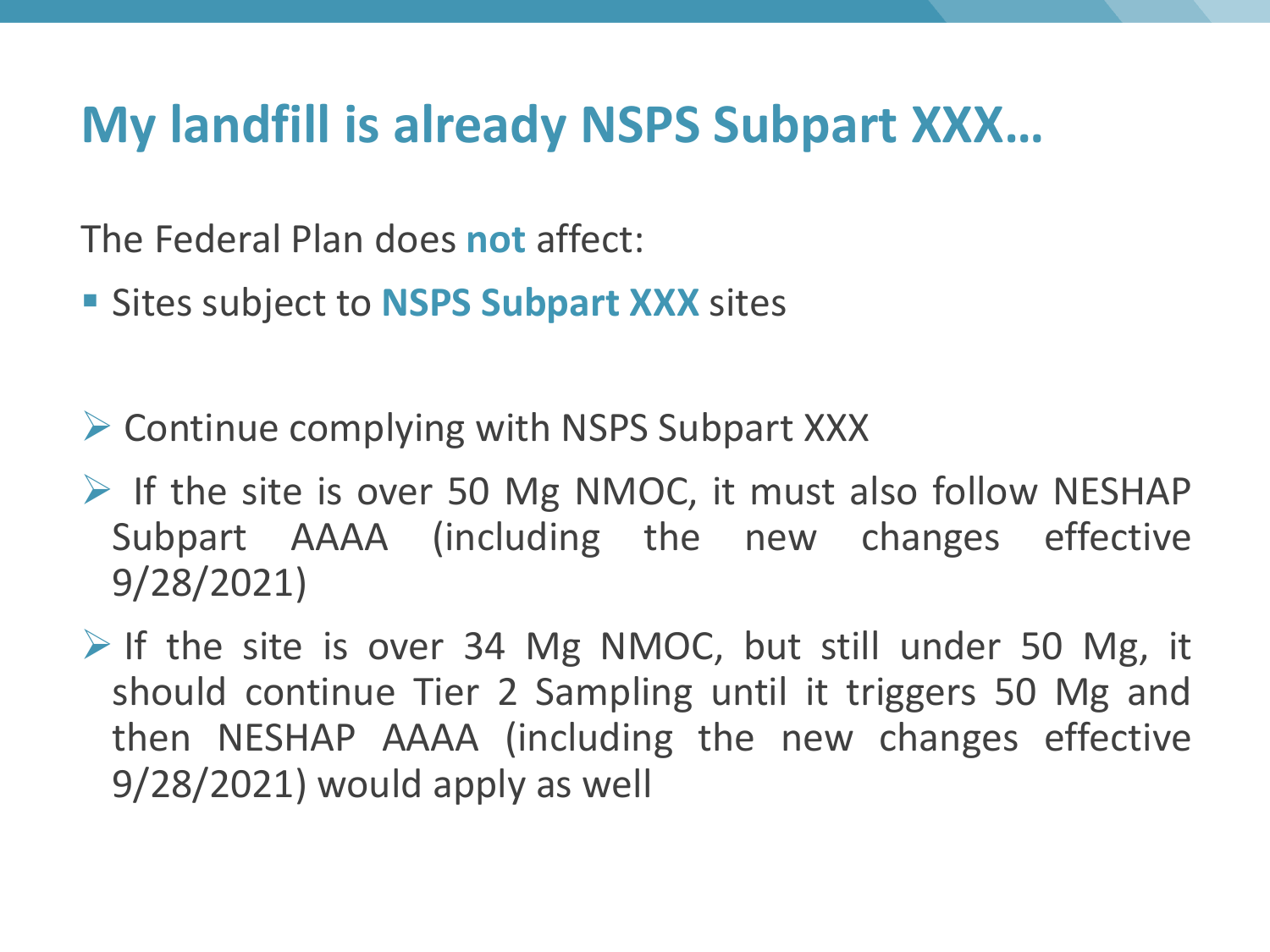# My landfill is already NSPS Subpart XXX…

The Federal Plan does **not** affect:

- Sites subject to **NSPS Subpart XXX** sites

- Continue complying with NSPS Subpart XXX
- If the site is over 50 Mg NMOC, it must also follow NESHAP Subpart AAAA (including the new changes effective 9/28/2021)
- If the site is over 34 Mg NMOC, but still under 50 Mg, it should continue Tier 2 Sampling until it triggers 50 Mg and then NESHAP AAAA (including the new changes effective 9/28/2021) would apply as well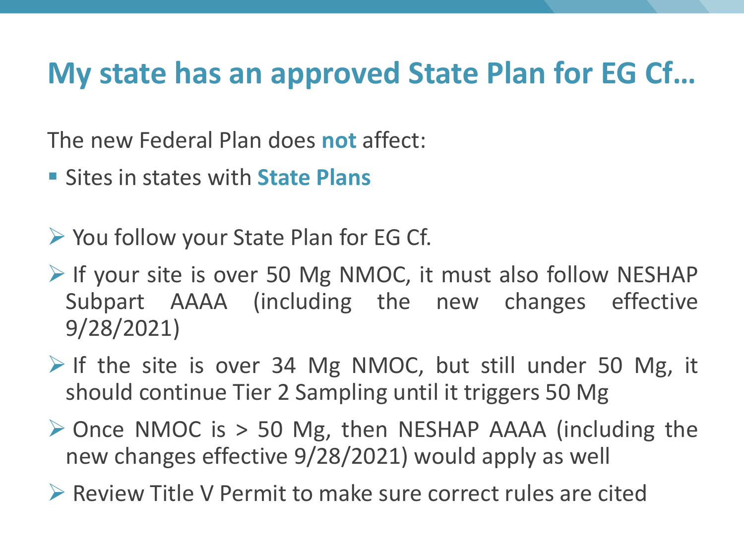# My state has an approved State Plan for EG Cf…

The new Federal Plan does **not** affect:

- Sites in states with **State Plans**

- You follow your State Plan for EG Cf.
- If your site is over 50 Mg NMOC, it must also follow NESHAP Subpart AAAA (including the new changes effective 9/28/2021)
- If the site is over 34 Mg NMOC, but still under 50 Mg, it should continue Tier 2 Sampling until it triggers 50 Mg
- Once NMOC is > 50 Mg, then NESHAP AAAA (including the new changes effective 9/28/2021) would apply as well
- Review Title V Permit to make sure correct rules are cited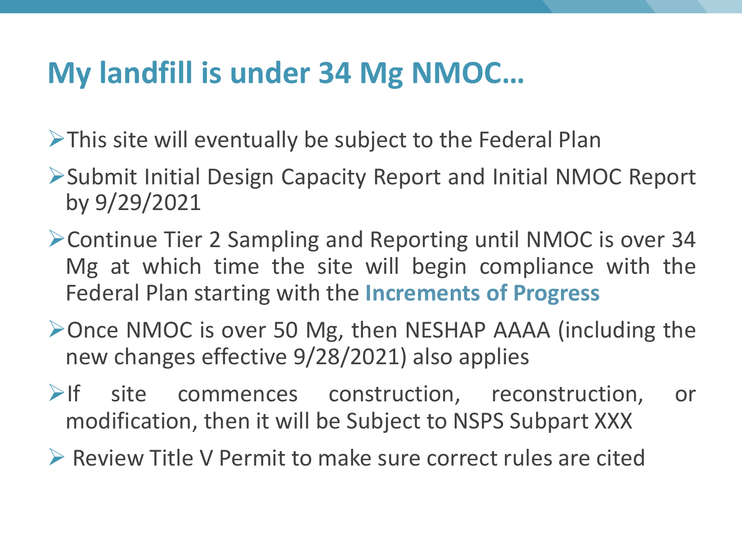# My landfill is under 34 Mg NMOC…

- This site will eventually be subject to the Federal Plan
- Submit Initial Design Capacity Report and Initial NMOC Report by 9/29/2021
- Continue Tier 2 Sampling and Reporting until NMOC is over 34 Mg at which time the site will begin compliance with the Federal Plan starting with the **Increments of Progress**
- Once NMOC is over 50 Mg, then NESHAP AAAA (including the new changes effective 9/28/2021) also applies
- If site commences construction, reconstruction, or modification, then it will be Subject to NSPS Subpart XXX
- Review Title V Permit to make sure correct rules are cited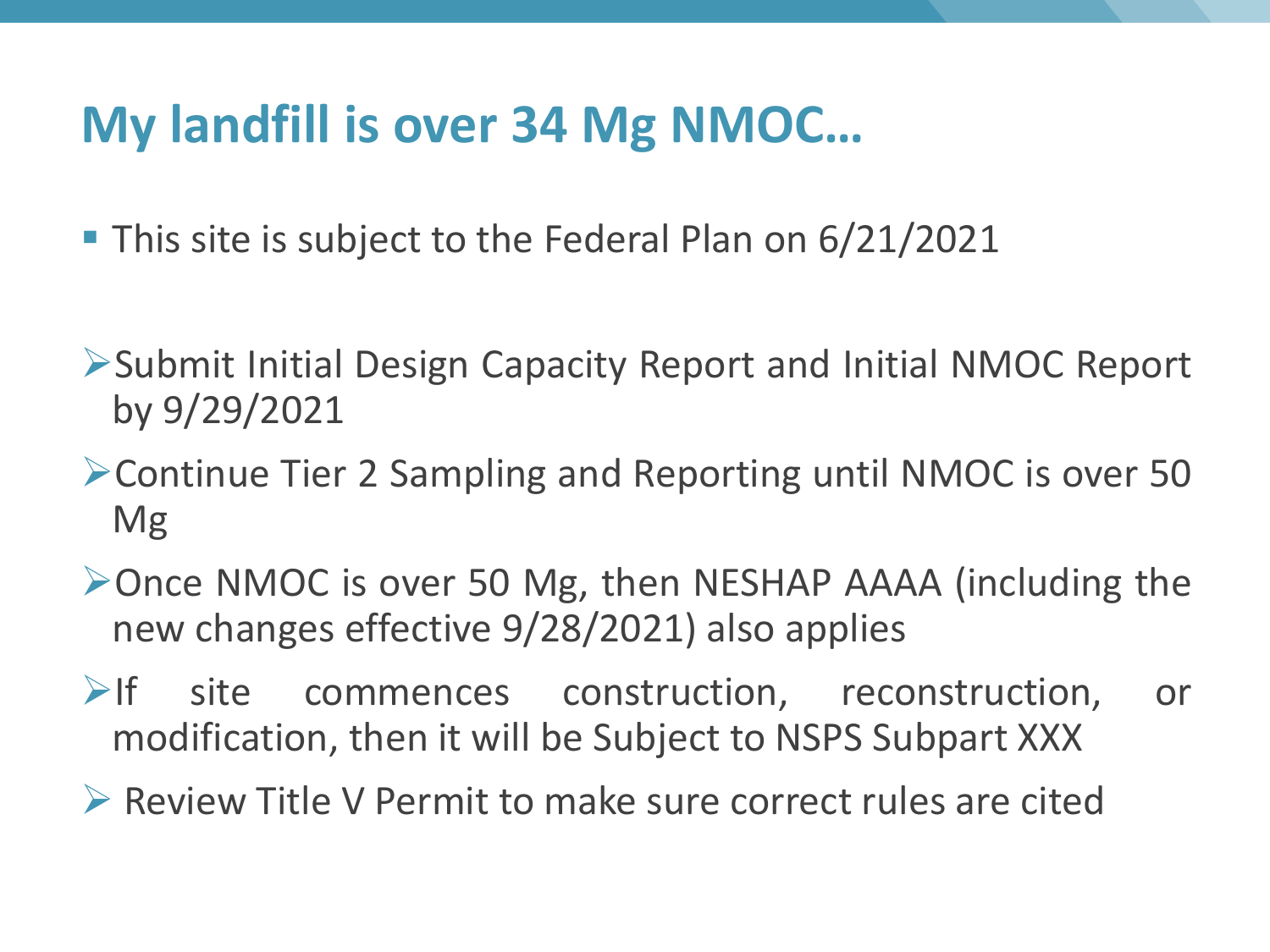# My landfill is over 34 Mg NMOC…

- This site is subject to the Federal Plan on 6/21/2021

- Submit Initial Design Capacity Report and Initial NMOC Report by 9/29/2021
- Continue Tier 2 Sampling and Reporting until NMOC is over 50 Mg
- Once NMOC is over 50 Mg, then NESHAP AAAA (including the new changes effective 9/28/2021) also applies
- If site commences construction, reconstruction, or modification, then it will be Subject to NSPS Subpart XXX
- Review Title V Permit to make sure correct rules are cited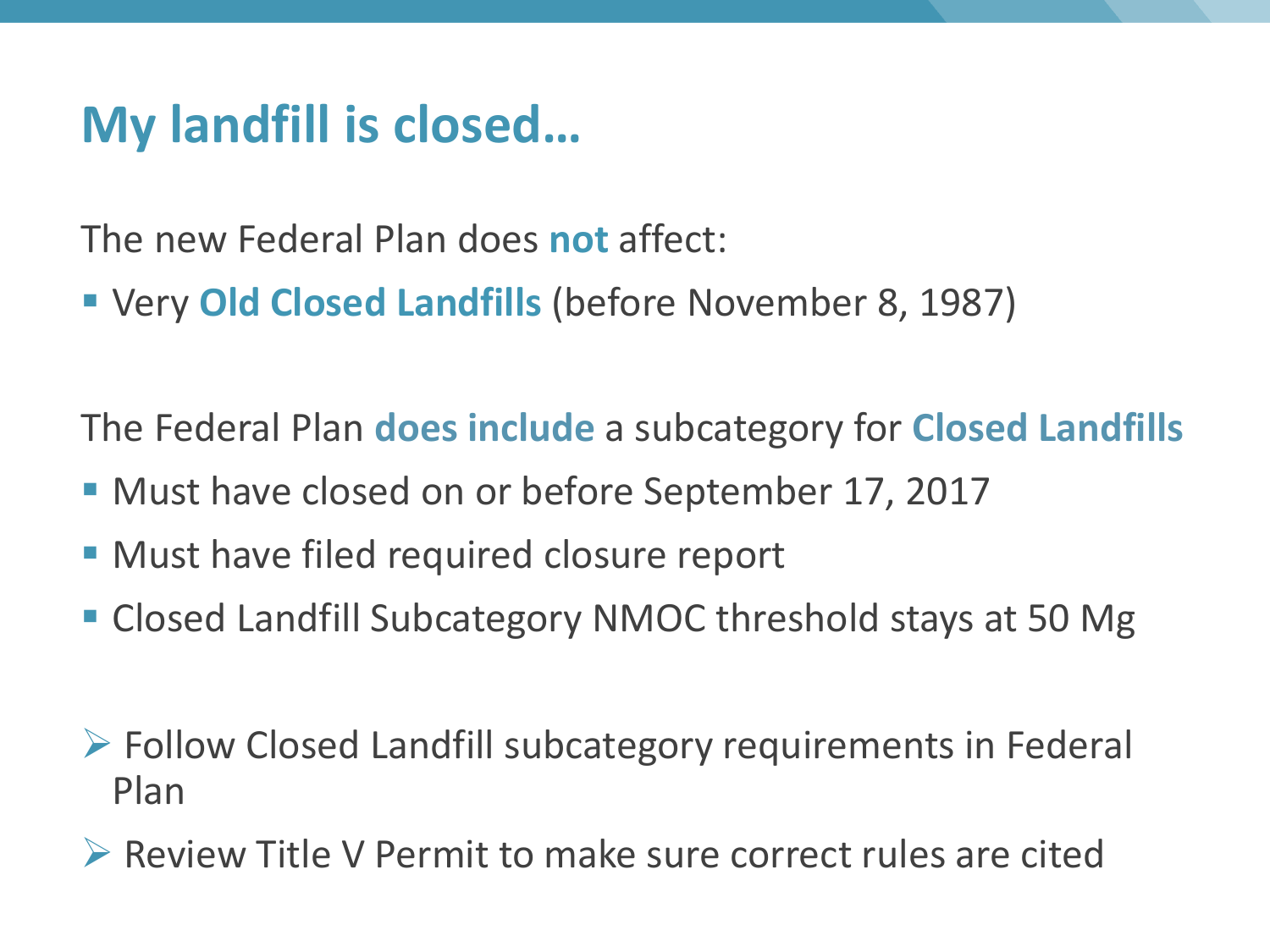# My landfill is closed…

The new Federal Plan does **not** affect:

- Very **Old Closed Landfills** (before November 8, 1987)

The Federal Plan **does include** a subcategory for **Closed Landfills**

- Must have closed on or before September 17, 2017
- Must have filed required closure report
- Closed Landfill Subcategory NMOC threshold stays at 50 Mg

➢ Follow Closed Landfill subcategory requirements in Federal Plan

➢ Review Title V Permit to make sure correct rules are cited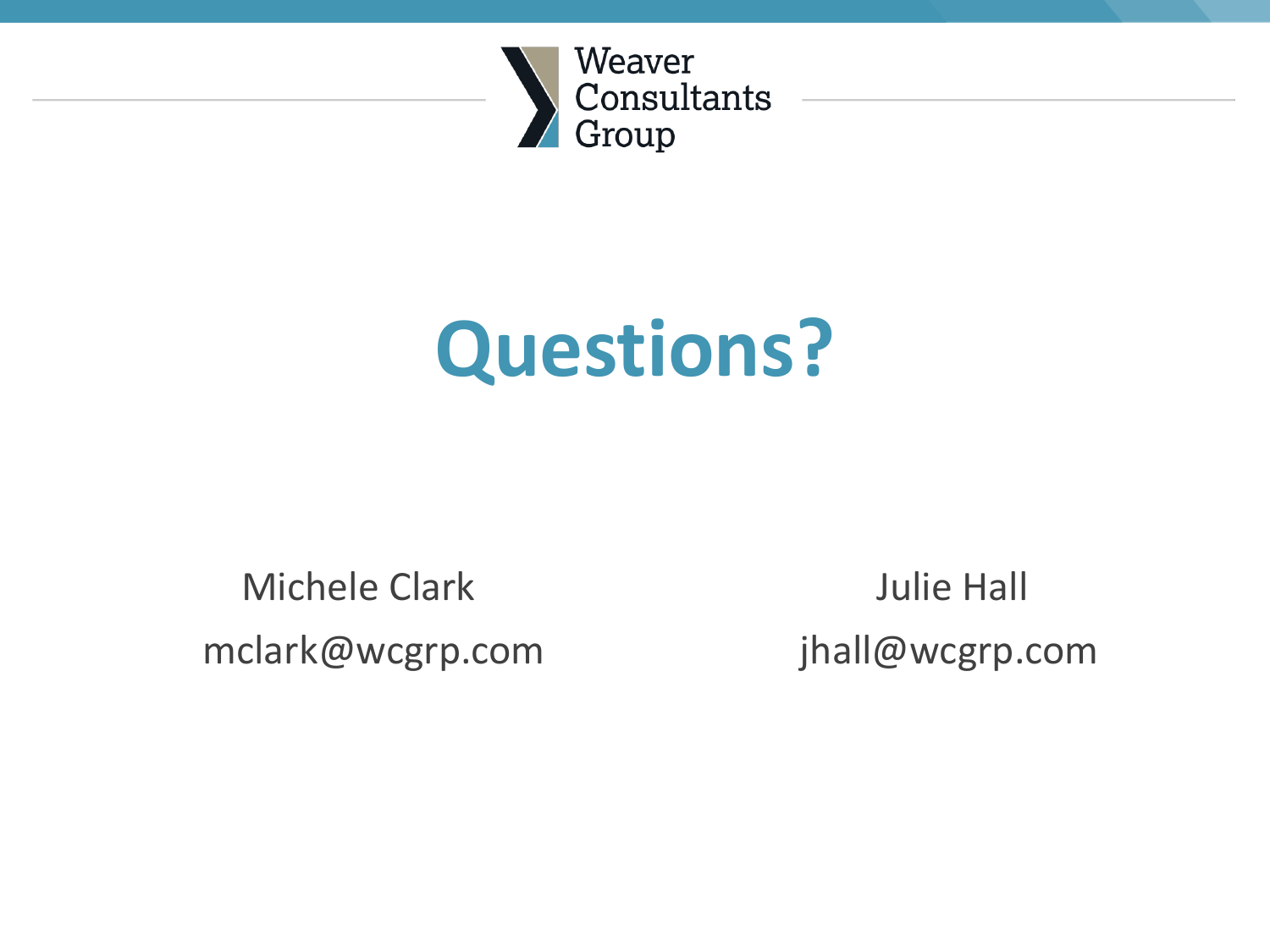Weaver Consultants Group

# Questions?

Michele Clark
mclark@wcgrp.com

Julie Hall
jhall@wcgrp.com